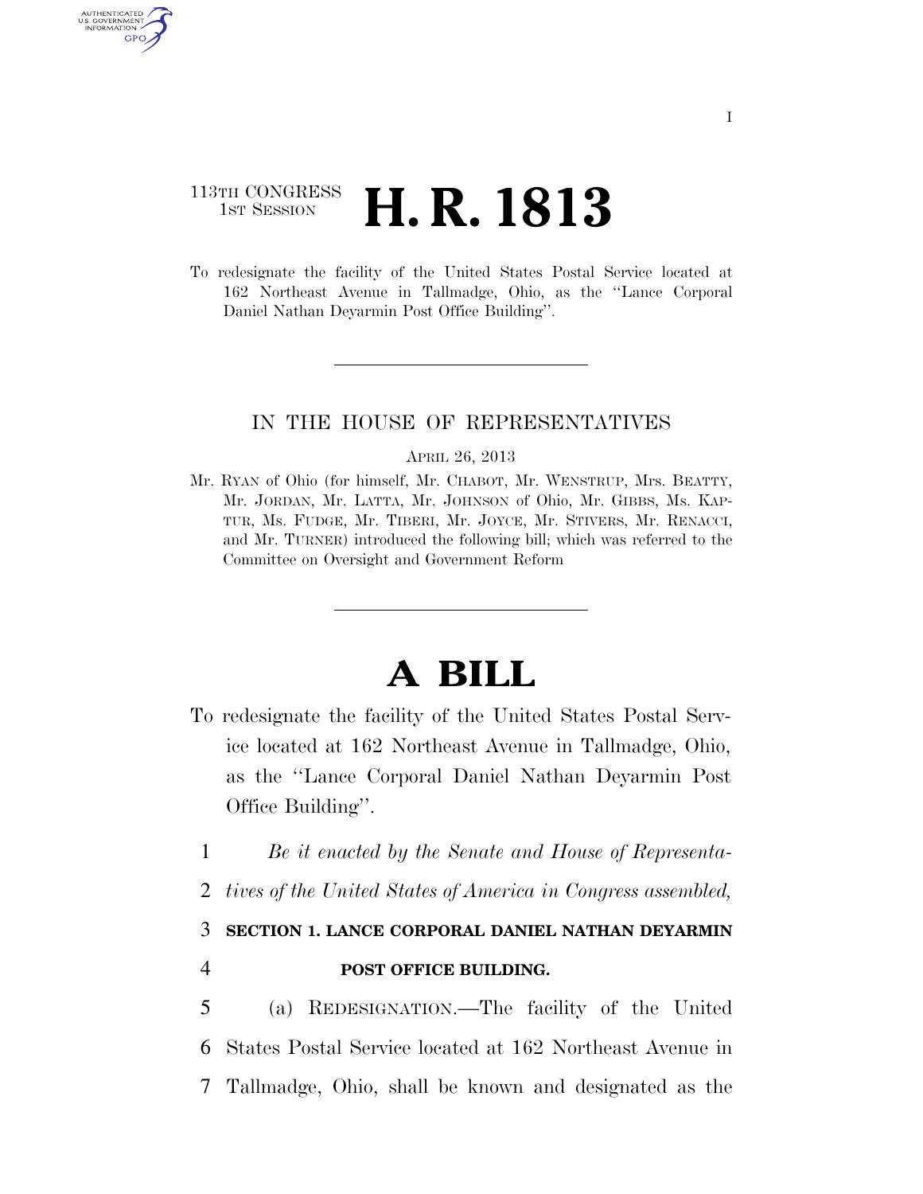113TH CONGRESS
1ST SESSION

# H. R. 1813

To redesignate the facility of the United States Postal Service located at 162 Northeast Avenue in Tallmadge, Ohio, as the ''Lance Corporal Daniel Nathan Deyarmin Post Office Building''.

---

IN THE HOUSE OF REPRESENTATIVES

APRIL 26, 2013

Mr. RYAN of Ohio (for himself, Mr. CHABOT, Mr. WENSTRUP, Mrs. BEATTY, Mr. JORDAN, Mr. LATTA, Mr. JOHNSON of Ohio, Mr. GIBBS, Ms. KAPTUR, Ms. FUDGE, Mr. TIBERI, Mr. JOYCE, Mr. STIVERS, Mr. RENACCI, and Mr. TURNER) introduced the following bill; which was referred to the Committee on Oversight and Government Reform

---

# A BILL

To redesignate the facility of the United States Postal Service located at 162 Northeast Avenue in Tallmadge, Ohio, as the ''Lance Corporal Daniel Nathan Deyarmin Post Office Building''.

1 *Be it enacted by the Senate and House of Representa-*
2 *tives of the United States of America in Congress assembled,*

3 **SECTION 1. LANCE CORPORAL DANIEL NATHAN DEYARMIN**
4 **POST OFFICE BUILDING.**

5 (a) REDESIGNATION.—The facility of the United
6 States Postal Service located at 162 Northeast Avenue in
7 Tallmadge, Ohio, shall be known and designated as the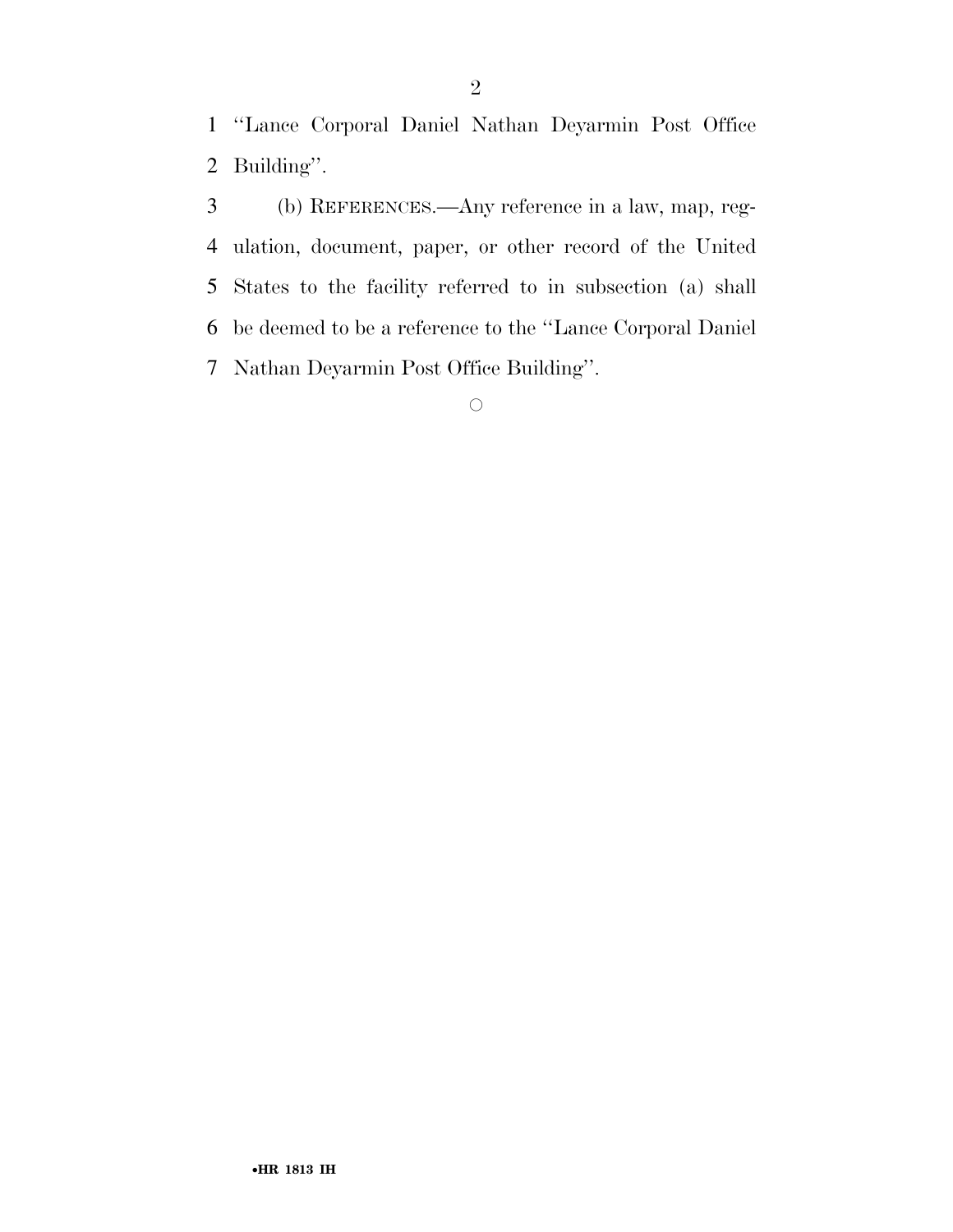"Lance Corporal Daniel Nathan Deyarmin Post Office Building".

(b) REFERENCES.—Any reference in a law, map, regulation, document, paper, or other record of the United States to the facility referred to in subsection (a) shall be deemed to be a reference to the "Lance Corporal Daniel Nathan Deyarmin Post Office Building".

○